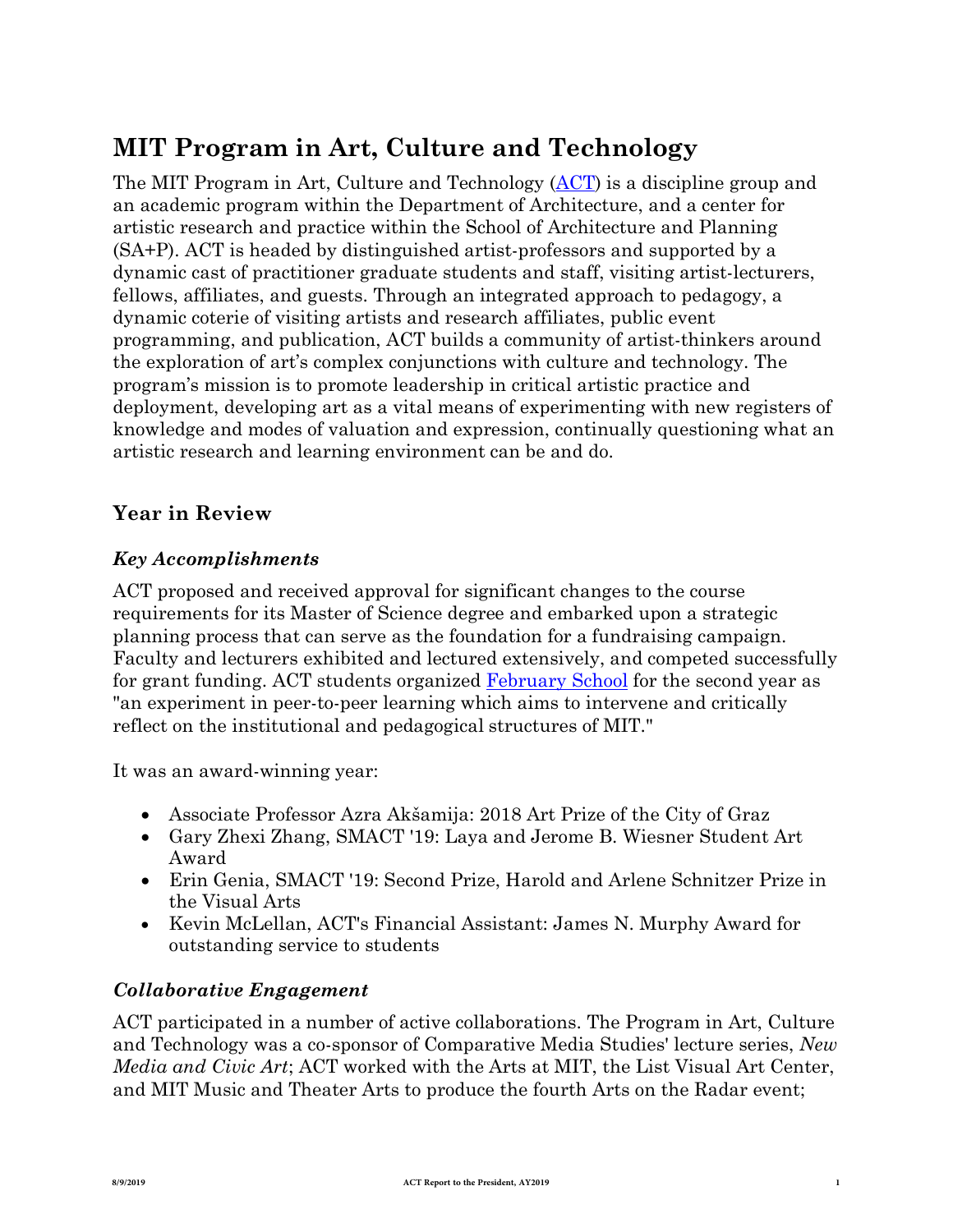# MIT Program in Art, Culture and Technology

The MIT Program in Art, Culture and Technology (ACT) is a discipline group and an academic program within the Department of Architecture, and a center for artistic research and practice within the School of Architecture and Planning (SA+P). ACT is headed by distinguished artist-professors and supported by a dynamic cast of practitioner graduate students and staff, visiting artist-lecturers, fellows, affiliates, and guests. Through an integrated approach to pedagogy, a dynamic coterie of visiting artists and research affiliates, public event programming, and publication, ACT builds a community of artist-thinkers around the exploration of art's complex conjunctions with culture and technology. The program's mission is to promote leadership in critical artistic practice and deployment, developing art as a vital means of experimenting with new registers of knowledge and modes of valuation and expression, continually questioning what an artistic research and learning environment can be and do.

## Year in Review

### *Key Accomplishments*

ACT proposed and received approval for significant changes to the course requirements for its Master of Science degree and embarked upon a strategic planning process that can serve as the foundation for a fundraising campaign. Faculty and lecturers exhibited and lectured extensively, and competed successfully for grant funding. ACT students organized February School for the second year as "an experiment in peer-to-peer learning which aims to intervene and critically reflect on the institutional and pedagogical structures of MIT."

It was an award-winning year:

- Associate Professor Azra Akšamija: 2018 Art Prize of the City of Graz
- Gary Zhexi Zhang, SMACT '19: Laya and Jerome B. Wiesner Student Art Award
- Erin Genia, SMACT '19: Second Prize, Harold and Arlene Schnitzer Prize in the Visual Arts
- Kevin McLellan, ACT's Financial Assistant: James N. Murphy Award for outstanding service to students

### *Collaborative Engagement*

ACT participated in a number of active collaborations. The Program in Art, Culture and Technology was a co-sponsor of Comparative Media Studies' lecture series, *New Media and Civic Art*; ACT worked with the Arts at MIT, the List Visual Art Center, and MIT Music and Theater Arts to produce the fourth Arts on the Radar event;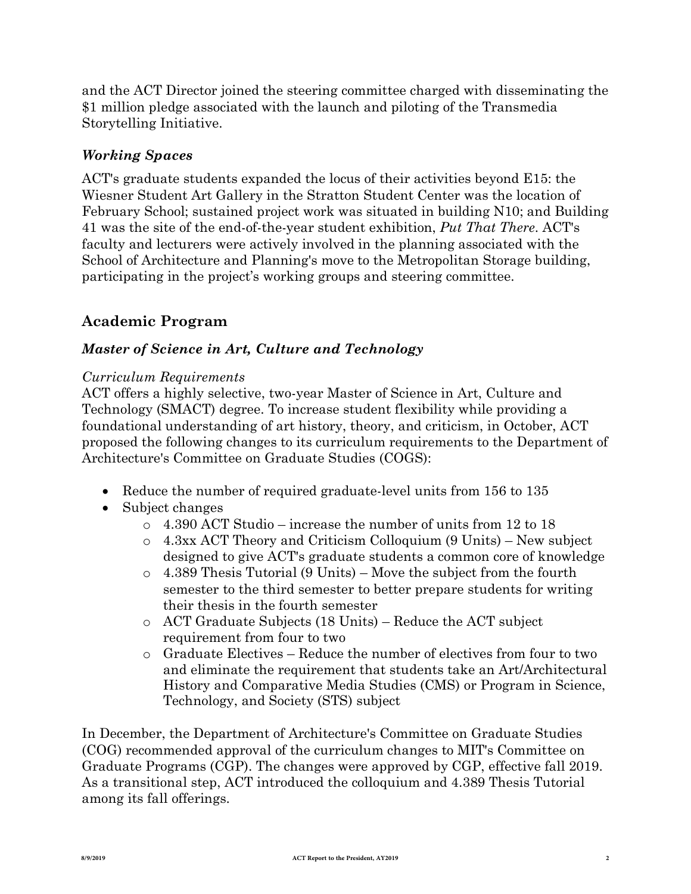and the ACT Director joined the steering committee charged with disseminating the $1 million pledge associated with the launch and piloting of the Transmedia Storytelling Initiative.

### *Working Spaces*

ACT's graduate students expanded the locus of their activities beyond E15: the Wiesner Student Art Gallery in the Stratton Student Center was the location of February School; sustained project work was situated in building N10; and Building 41 was the site of the end-of-the-year student exhibition, *Put That There*. ACT's faculty and lecturers were actively involved in the planning associated with the School of Architecture and Planning's move to the Metropolitan Storage building, participating in the project's working groups and steering committee.

## Academic Program

### *Master of Science in Art, Culture and Technology*

*Curriculum Requirements*

ACT offers a highly selective, two-year Master of Science in Art, Culture and Technology (SMACT) degree. To increase student flexibility while providing a foundational understanding of art history, theory, and criticism, in October, ACT proposed the following changes to its curriculum requirements to the Department of Architecture's Committee on Graduate Studies (COGS):

- Reduce the number of required graduate-level units from 156 to 135
- Subject changes
  - 4.390 ACT Studio – increase the number of units from 12 to 18
  - 4.3xx ACT Theory and Criticism Colloquium (9 Units) – New subject designed to give ACT's graduate students a common core of knowledge
  - 4.389 Thesis Tutorial (9 Units) – Move the subject from the fourth semester to the third semester to better prepare students for writing their thesis in the fourth semester
  - ACT Graduate Subjects (18 Units) – Reduce the ACT subject requirement from four to two
  - Graduate Electives – Reduce the number of electives from four to two and eliminate the requirement that students take an Art/Architectural History and Comparative Media Studies (CMS) or Program in Science, Technology, and Society (STS) subject

In December, the Department of Architecture's Committee on Graduate Studies (COG) recommended approval of the curriculum changes to MIT's Committee on Graduate Programs (CGP). The changes were approved by CGP, effective fall 2019. As a transitional step, ACT introduced the colloquium and 4.389 Thesis Tutorial among its fall offerings.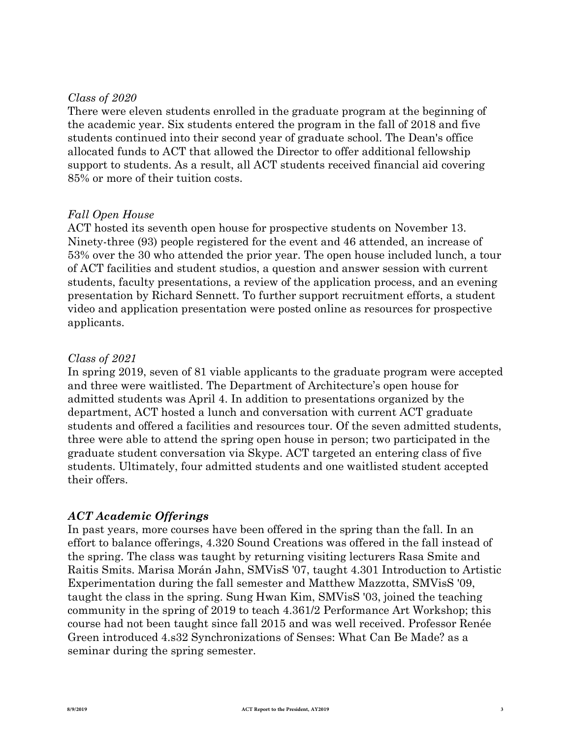*Class of 2020*

There were eleven students enrolled in the graduate program at the beginning of the academic year. Six students entered the program in the fall of 2018 and five students continued into their second year of graduate school. The Dean's office allocated funds to ACT that allowed the Director to offer additional fellowship support to students. As a result, all ACT students received financial aid covering 85% or more of their tuition costs.

*Fall Open House*

ACT hosted its seventh open house for prospective students on November 13. Ninety-three (93) people registered for the event and 46 attended, an increase of 53% over the 30 who attended the prior year. The open house included lunch, a tour of ACT facilities and student studios, a question and answer session with current students, faculty presentations, a review of the application process, and an evening presentation by Richard Sennett. To further support recruitment efforts, a student video and application presentation were posted online as resources for prospective applicants.

*Class of 2021*

In spring 2019, seven of 81 viable applicants to the graduate program were accepted and three were waitlisted. The Department of Architecture's open house for admitted students was April 4. In addition to presentations organized by the department, ACT hosted a lunch and conversation with current ACT graduate students and offered a facilities and resources tour. Of the seven admitted students, three were able to attend the spring open house in person; two participated in the graduate student conversation via Skype. ACT targeted an entering class of five students. Ultimately, four admitted students and one waitlisted student accepted their offers.

### *ACT Academic Offerings*

In past years, more courses have been offered in the spring than the fall. In an effort to balance offerings, 4.320 Sound Creations was offered in the fall instead of the spring. The class was taught by returning visiting lecturers Rasa Smite and Raitis Smits. Marisa Morán Jahn, SMVisS '07, taught 4.301 Introduction to Artistic Experimentation during the fall semester and Matthew Mazzotta, SMVisS '09, taught the class in the spring. Sung Hwan Kim, SMVisS '03, joined the teaching community in the spring of 2019 to teach 4.361/2 Performance Art Workshop; this course had not been taught since fall 2015 and was well received. Professor Renée Green introduced 4.s32 Synchronizations of Senses: What Can Be Made? as a seminar during the spring semester.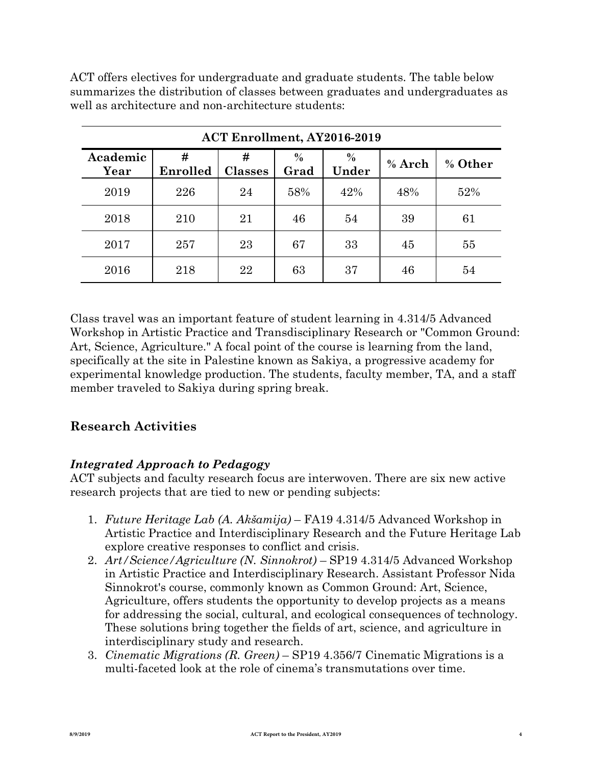ACT offers electives for undergraduate and graduate students. The table below summarizes the distribution of classes between graduates and undergraduates as well as architecture and non-architecture students:

**ACT Enrollment, AY2016-2019**

| Academic Year | # Enrolled | # Classes | % Grad | % Under | % Arch | % Other |
|---|---|---|---|---|---|---|
| 2019 | 226 | 24 | 58% | 42% | 48% | 52% |
| 2018 | 210 | 21 | 46 | 54 | 39 | 61 |
| 2017 | 257 | 23 | 67 | 33 | 45 | 55 |
| 2016 | 218 | 22 | 63 | 37 | 46 | 54 |

Class travel was an important feature of student learning in 4.314/5 Advanced Workshop in Artistic Practice and Transdisciplinary Research or "Common Ground: Art, Science, Agriculture." A focal point of the course is learning from the land, specifically at the site in Palestine known as Sakiya, a progressive academy for experimental knowledge production. The students, faculty member, TA, and a staff member traveled to Sakiya during spring break.

## Research Activities

### *Integrated Approach to Pedagogy*

ACT subjects and faculty research focus are interwoven. There are six new active research projects that are tied to new or pending subjects:

1. *Future Heritage Lab (A. Akšamija)* – FA19 4.314/5 Advanced Workshop in Artistic Practice and Interdisciplinary Research and the Future Heritage Lab explore creative responses to conflict and crisis.
2. *Art/Science/Agriculture (N. Sinnokrot)* – SP19 4.314/5 Advanced Workshop in Artistic Practice and Interdisciplinary Research. Assistant Professor Nida Sinnokrot's course, commonly known as Common Ground: Art, Science, Agriculture, offers students the opportunity to develop projects as a means for addressing the social, cultural, and ecological consequences of technology. These solutions bring together the fields of art, science, and agriculture in interdisciplinary study and research.
3. *Cinematic Migrations (R. Green)* – SP19 4.356/7 Cinematic Migrations is a multi-faceted look at the role of cinema's transmutations over time.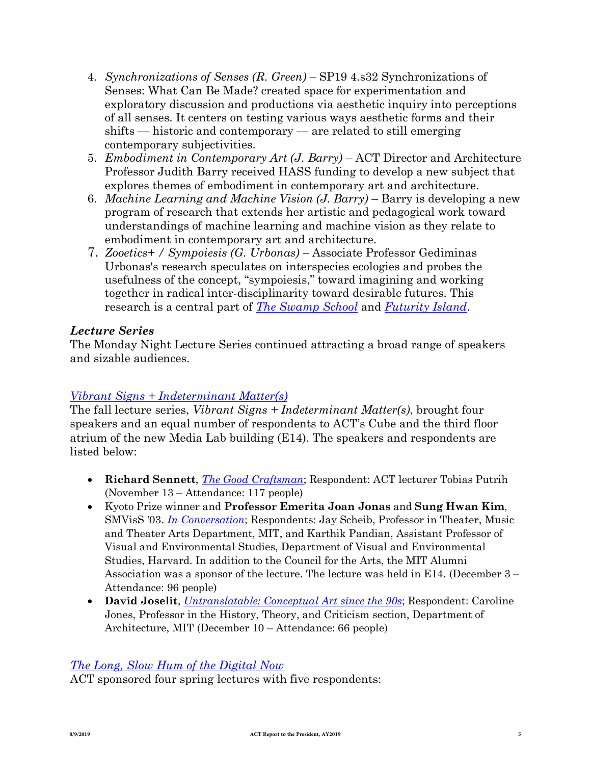4. *Synchronizations of Senses (R. Green)* – SP19 4.s32 Synchronizations of Senses: What Can Be Made? created space for experimentation and exploratory discussion and productions via aesthetic inquiry into perceptions of all senses. It centers on testing various ways aesthetic forms and their shifts — historic and contemporary — are related to still emerging contemporary subjectivities.
5. *Embodiment in Contemporary Art (J. Barry)* – ACT Director and Architecture Professor Judith Barry received HASS funding to develop a new subject that explores themes of embodiment in contemporary art and architecture.
6. *Machine Learning and Machine Vision (J. Barry)* – Barry is developing a new program of research that extends her artistic and pedagogical work toward understandings of machine learning and machine vision as they relate to embodiment in contemporary art and architecture.
7. *Zooetics+ / Sympoiesis (G. Urbonas)* – Associate Professor Gediminas Urbonas's research speculates on interspecies ecologies and probes the usefulness of the concept, "sympoiesis," toward imagining and working together in radical inter-disciplinarity toward desirable futures. This research is a central part of *The Swamp School* and *Futurity Island*.

### *Lecture Series*

The Monday Night Lecture Series continued attracting a broad range of speakers and sizable audiences.

*Vibrant Signs + Indeterminant Matter(s)*

The fall lecture series, *Vibrant Signs + Indeterminant Matter(s)*, brought four speakers and an equal number of respondents to ACT's Cube and the third floor atrium of the new Media Lab building (E14). The speakers and respondents are listed below:

- **Richard Sennett**, *The Good Craftsman*; Respondent: ACT lecturer Tobias Putrih (November 13 – Attendance: 117 people)
- Kyoto Prize winner and **Professor Emerita Joan Jonas** and **Sung Hwan Kim**, SMVisS '03. *In Conversation*; Respondents: Jay Scheib, Professor in Theater, Music and Theater Arts Department, MIT, and Karthik Pandian, Assistant Professor of Visual and Environmental Studies, Department of Visual and Environmental Studies, Harvard. In addition to the Council for the Arts, the MIT Alumni Association was a sponsor of the lecture. The lecture was held in E14. (December 3 – Attendance: 96 people)
- **David Joselit**, *Untranslatable: Conceptual Art since the 90s*; Respondent: Caroline Jones, Professor in the History, Theory, and Criticism section, Department of Architecture, MIT (December 10 – Attendance: 66 people)

*The Long, Slow Hum of the Digital Now*

ACT sponsored four spring lectures with five respondents: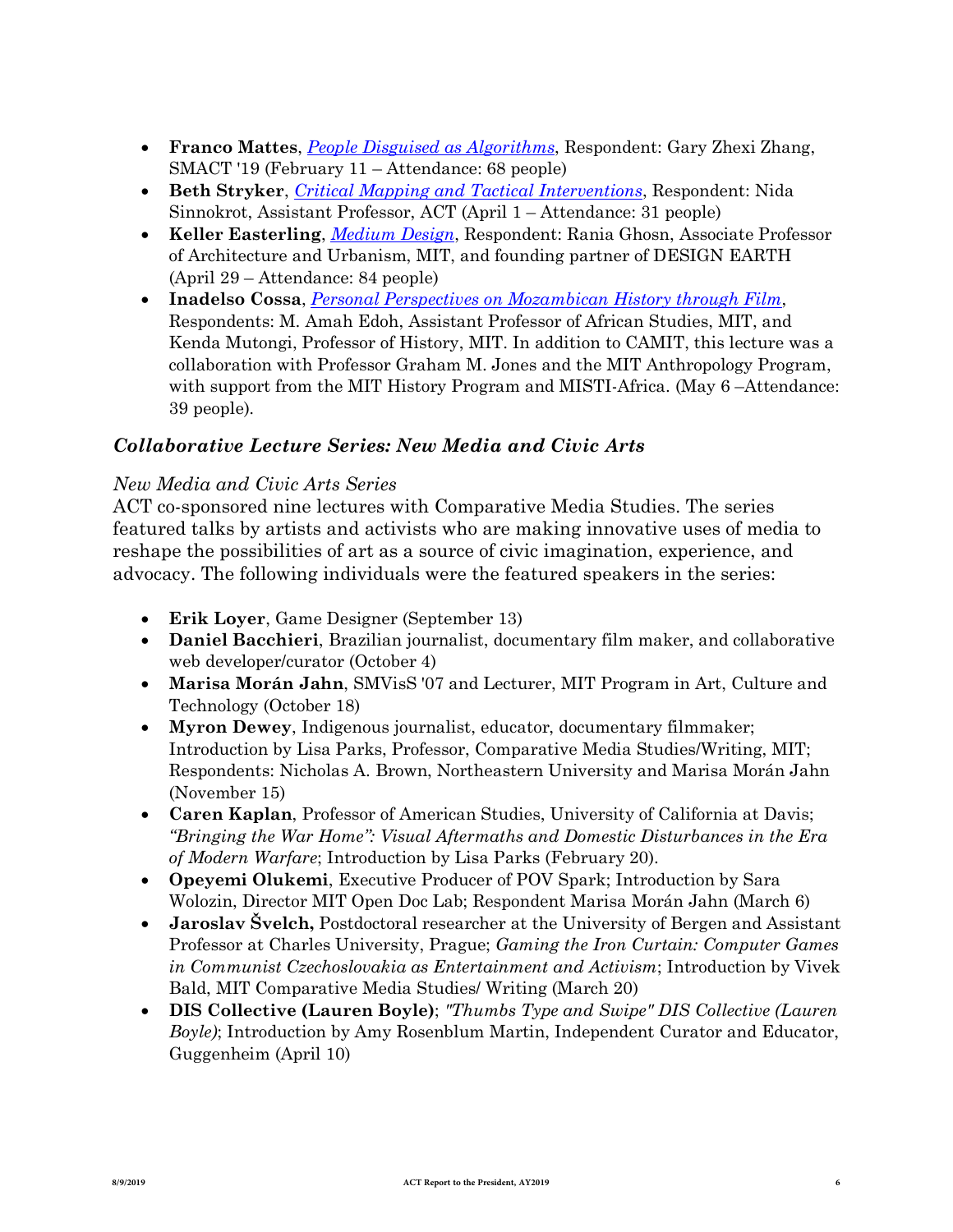- **Franco Mattes**, *People Disguised as Algorithms*, Respondent: Gary Zhexi Zhang, SMACT '19 (February 11 – Attendance: 68 people)
- **Beth Stryker**, *Critical Mapping and Tactical Interventions*, Respondent: Nida Sinnokrot, Assistant Professor, ACT (April 1 – Attendance: 31 people)
- **Keller Easterling**, *Medium Design*, Respondent: Rania Ghosn, Associate Professor of Architecture and Urbanism, MIT, and founding partner of DESIGN EARTH (April 29 – Attendance: 84 people)
- **Inadelso Cossa**, *Personal Perspectives on Mozambican History through Film*, Respondents: M. Amah Edoh, Assistant Professor of African Studies, MIT, and Kenda Mutongi, Professor of History, MIT. In addition to CAMIT, this lecture was a collaboration with Professor Graham M. Jones and the MIT Anthropology Program, with support from the MIT History Program and MISTI-Africa. (May 6 –Attendance: 39 people).

### *Collaborative Lecture Series: New Media and Civic Arts*

*New Media and Civic Arts Series*

ACT co-sponsored nine lectures with Comparative Media Studies. The series featured talks by artists and activists who are making innovative uses of media to reshape the possibilities of art as a source of civic imagination, experience, and advocacy. The following individuals were the featured speakers in the series:

- **Erik Loyer**, Game Designer (September 13)
- **Daniel Bacchieri**, Brazilian journalist, documentary film maker, and collaborative web developer/curator (October 4)
- **Marisa Morán Jahn**, SMVisS '07 and Lecturer, MIT Program in Art, Culture and Technology (October 18)
- **Myron Dewey**, Indigenous journalist, educator, documentary filmmaker; Introduction by Lisa Parks, Professor, Comparative Media Studies/Writing, MIT; Respondents: Nicholas A. Brown, Northeastern University and Marisa Morán Jahn (November 15)
- **Caren Kaplan**, Professor of American Studies, University of California at Davis; *"Bringing the War Home": Visual Aftermaths and Domestic Disturbances in the Era of Modern Warfare*; Introduction by Lisa Parks (February 20).
- **Opeyemi Olukemi**, Executive Producer of POV Spark; Introduction by Sara Wolozin, Director MIT Open Doc Lab; Respondent Marisa Morán Jahn (March 6)
- **Jaroslav Švelch,** Postdoctoral researcher at the University of Bergen and Assistant Professor at Charles University, Prague; *Gaming the Iron Curtain: Computer Games in Communist Czechoslovakia as Entertainment and Activism*; Introduction by Vivek Bald, MIT Comparative Media Studies/ Writing (March 20)
- **DIS Collective (Lauren Boyle)**; *"Thumbs Type and Swipe" DIS Collective (Lauren Boyle)*; Introduction by Amy Rosenblum Martin, Independent Curator and Educator, Guggenheim (April 10)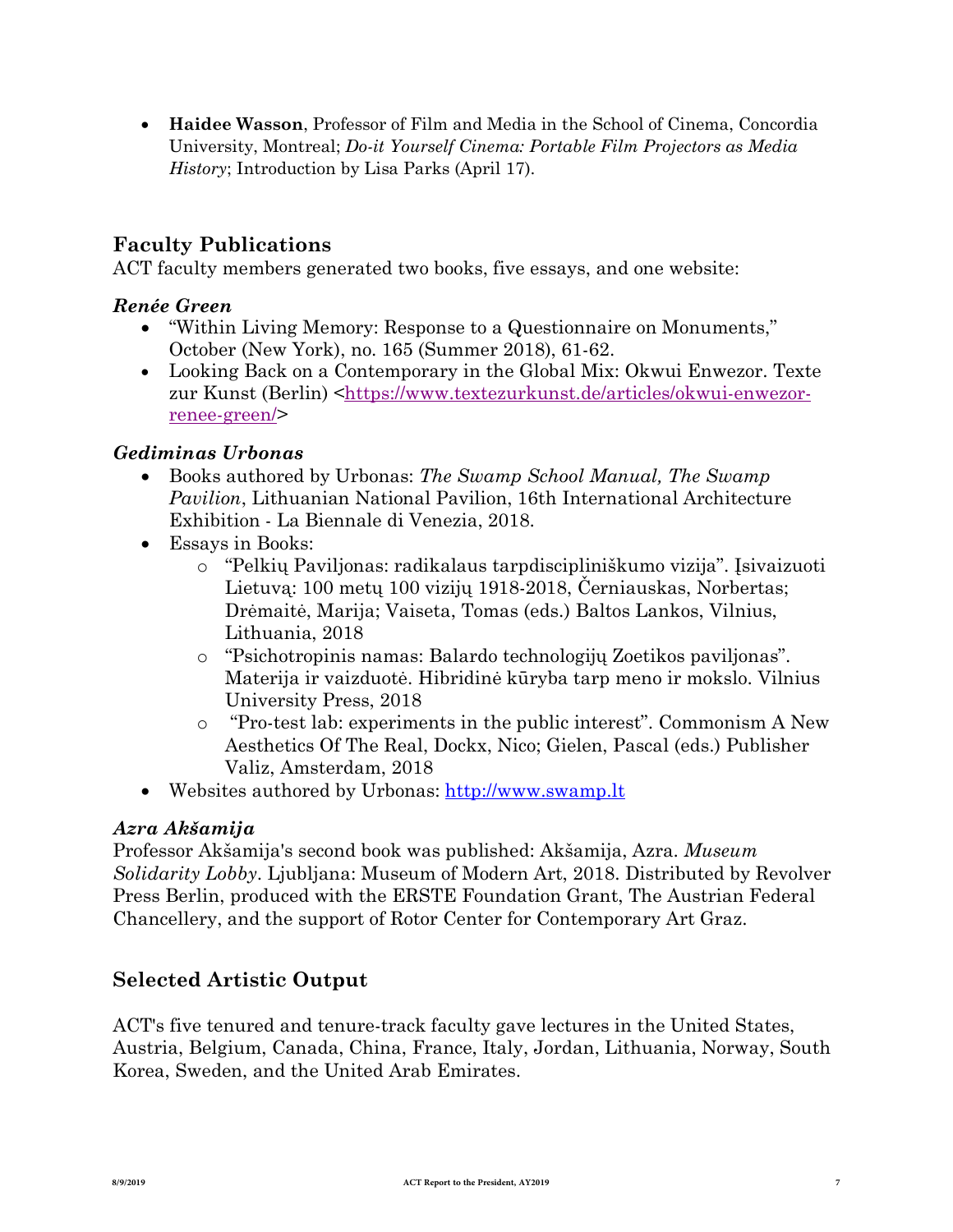- **Haidee Wasson**, Professor of Film and Media in the School of Cinema, Concordia University, Montreal; *Do-it Yourself Cinema: Portable Film Projectors as Media History*; Introduction by Lisa Parks (April 17).

## Faculty Publications

ACT faculty members generated two books, five essays, and one website:

### *Renée Green*

- "Within Living Memory: Response to a Questionnaire on Monuments," October (New York), no. 165 (Summer 2018), 61-62.
- Looking Back on a Contemporary in the Global Mix: Okwui Enwezor. Texte zur Kunst (Berlin) <https://www.textezurkunst.de/articles/okwui-enwezor-renee-green/>

### *Gediminas Urbonas*

- Books authored by Urbonas: *The Swamp School Manual, The Swamp Pavilion*, Lithuanian National Pavilion, 16th International Architecture Exhibition - La Biennale di Venezia, 2018.
- Essays in Books:
  - "Pelkių Paviljonas: radikalaus tarpdiscipliniškumo vizija". Įsivaizuoti Lietuvą: 100 metų 100 vizijų 1918-2018, Černiauskas, Norbertas; Drėmaitė, Marija; Vaiseta, Tomas (eds.) Baltos Lankos, Vilnius, Lithuania, 2018
  - "Psichotropinis namas: Balardo technologijų Zoetikos paviljonas". Materija ir vaizduotė. Hibridinė kūryba tarp meno ir mokslo. Vilnius University Press, 2018
  - "Pro-test lab: experiments in the public interest". Commonism A New Aesthetics Of The Real, Dockx, Nico; Gielen, Pascal (eds.) Publisher Valiz, Amsterdam, 2018
- Websites authored by Urbonas: http://www.swamp.lt

### *Azra Akšamija*

Professor Akšamija's second book was published: Akšamija, Azra. *Museum Solidarity Lobby*. Ljubljana: Museum of Modern Art, 2018. Distributed by Revolver Press Berlin, produced with the ERSTE Foundation Grant, The Austrian Federal Chancellery, and the support of Rotor Center for Contemporary Art Graz.

## Selected Artistic Output

ACT's five tenured and tenure-track faculty gave lectures in the United States, Austria, Belgium, Canada, China, France, Italy, Jordan, Lithuania, Norway, South Korea, Sweden, and the United Arab Emirates.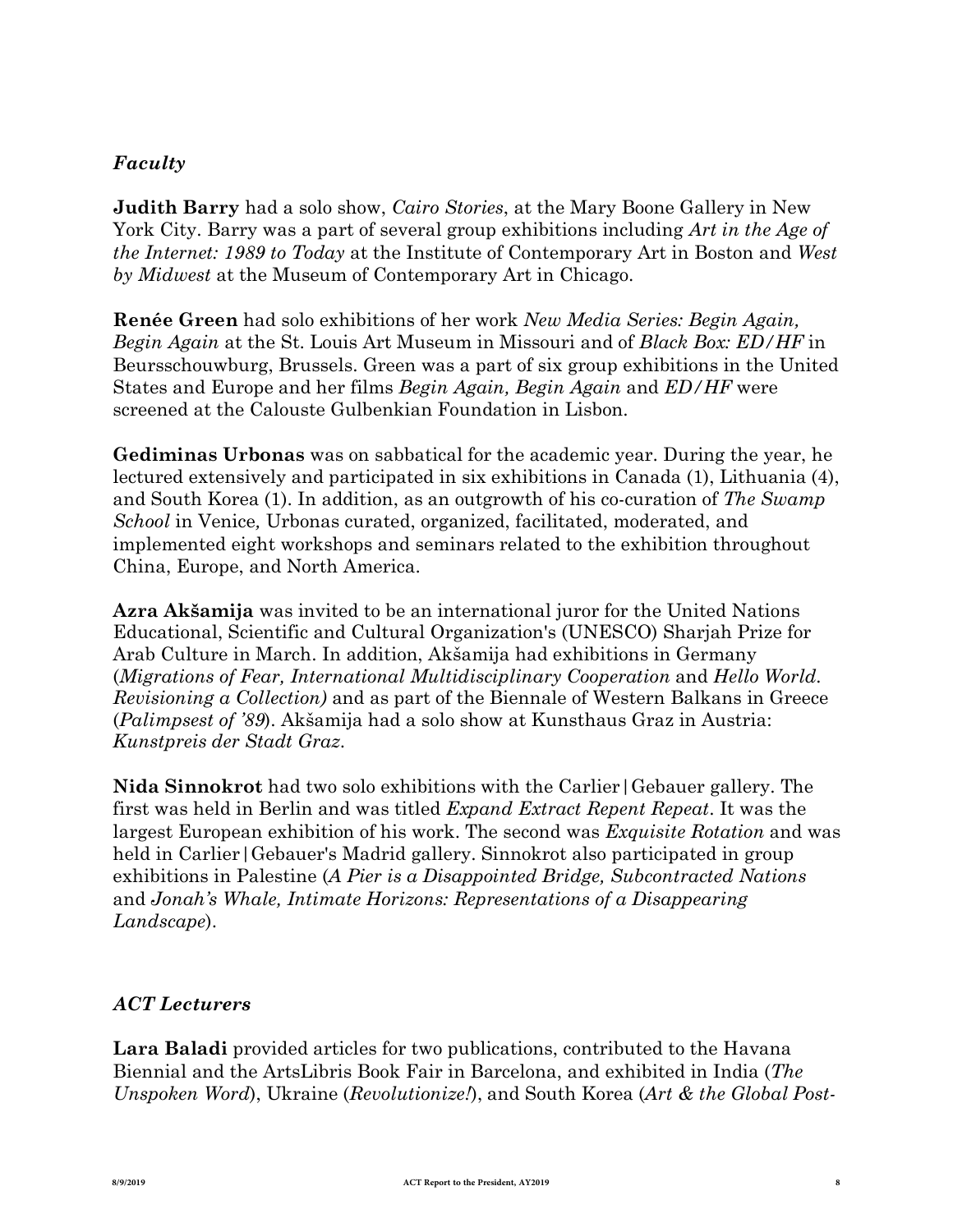### *Faculty*

**Judith Barry** had a solo show, *Cairo Stories*, at the Mary Boone Gallery in New York City. Barry was a part of several group exhibitions including *Art in the Age of the Internet: 1989 to Today* at the Institute of Contemporary Art in Boston and *West by Midwest* at the Museum of Contemporary Art in Chicago.

**Renée Green** had solo exhibitions of her work *New Media Series: Begin Again, Begin Again* at the St. Louis Art Museum in Missouri and of *Black Box: ED/HF* in Beursschouwburg, Brussels. Green was a part of six group exhibitions in the United States and Europe and her films *Begin Again, Begin Again* and *ED/HF* were screened at the Calouste Gulbenkian Foundation in Lisbon.

**Gediminas Urbonas** was on sabbatical for the academic year. During the year, he lectured extensively and participated in six exhibitions in Canada (1), Lithuania (4), and South Korea (1). In addition, as an outgrowth of his co-curation of *The Swamp School* in Venice, Urbonas curated, organized, facilitated, moderated, and implemented eight workshops and seminars related to the exhibition throughout China, Europe, and North America.

**Azra Akšamija** was invited to be an international juror for the United Nations Educational, Scientific and Cultural Organization's (UNESCO) Sharjah Prize for Arab Culture in March. In addition, Akšamija had exhibitions in Germany (*Migrations of Fear, International Multidisciplinary Cooperation* and *Hello World. Revisioning a Collection)* and as part of the Biennale of Western Balkans in Greece (*Palimpsest of '89*). Akšamija had a solo show at Kunsthaus Graz in Austria: *Kunstpreis der Stadt Graz*.

**Nida Sinnokrot** had two solo exhibitions with the Carlier|Gebauer gallery. The first was held in Berlin and was titled *Expand Extract Repent Repeat*. It was the largest European exhibition of his work. The second was *Exquisite Rotation* and was held in Carlier|Gebauer's Madrid gallery. Sinnokrot also participated in group exhibitions in Palestine (*A Pier is a Disappointed Bridge, Subcontracted Nations* and *Jonah's Whale, Intimate Horizons: Representations of a Disappearing Landscape*).

### *ACT Lecturers*

**Lara Baladi** provided articles for two publications, contributed to the Havana Biennial and the ArtsLibris Book Fair in Barcelona, and exhibited in India (*The Unspoken Word*), Ukraine (*Revolutionize!*), and South Korea (*Art & the Global Post-*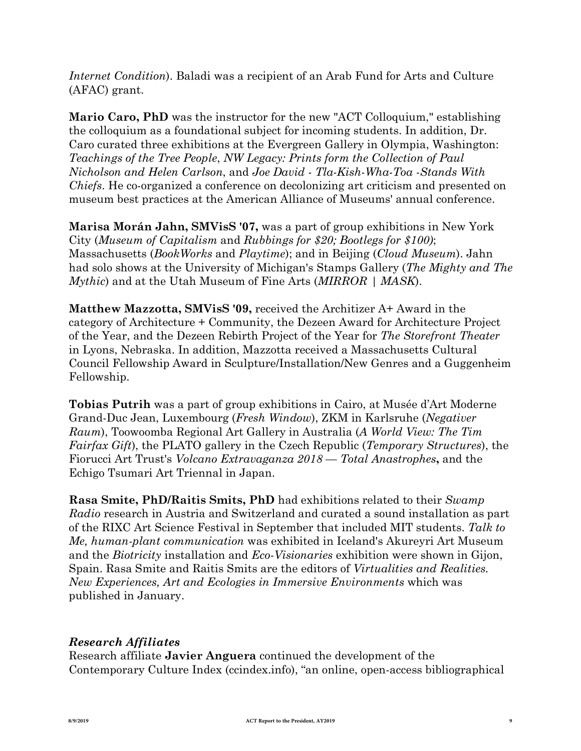*Internet Condition*). Baladi was a recipient of an Arab Fund for Arts and Culture (AFAC) grant.

**Mario Caro, PhD** was the instructor for the new "ACT Colloquium," establishing the colloquium as a foundational subject for incoming students. In addition, Dr. Caro curated three exhibitions at the Evergreen Gallery in Olympia, Washington: *Teachings of the Tree People*, *NW Legacy: Prints form the Collection of Paul Nicholson and Helen Carlson*, and *Joe David - Tla-Kish-Wha-Toa -Stands With Chiefs*. He co-organized a conference on decolonizing art criticism and presented on museum best practices at the American Alliance of Museums' annual conference.

**Marisa Morán Jahn, SMVisS '07,** was a part of group exhibitions in New York City (*Museum of Capitalism* and *Rubbings for $20; Bootlegs for $100)*; Massachusetts (*BookWorks* and *Playtime*); and in Beijing (*Cloud Museum*). Jahn had solo shows at the University of Michigan's Stamps Gallery (*The Mighty and The Mythic*) and at the Utah Museum of Fine Arts (*MIRROR | MASK*).

**Matthew Mazzotta, SMVisS '09,** received the Architizer A+ Award in the category of Architecture + Community, the Dezeen Award for Architecture Project of the Year, and the Dezeen Rebirth Project of the Year for *The Storefront Theater* in Lyons, Nebraska. In addition, Mazzotta received a Massachusetts Cultural Council Fellowship Award in Sculpture/Installation/New Genres and a Guggenheim Fellowship.

**Tobias Putrih** was a part of group exhibitions in Cairo, at Musée d'Art Moderne Grand-Duc Jean, Luxembourg (*Fresh Window*), ZKM in Karlsruhe (*Negativer Raum*), Toowoomba Regional Art Gallery in Australia (*A World View: The Tim Fairfax Gift*), the PLATO gallery in the Czech Republic (*Temporary Structures*), the Fiorucci Art Trust's *Volcano Extravaganza 2018 — Total Anastrophes***,** and the Echigo Tsumari Art Triennal in Japan.

**Rasa Smite, PhD/Raitis Smits, PhD** had exhibitions related to their *Swamp Radio* research in Austria and Switzerland and curated a sound installation as part of the RIXC Art Science Festival in September that included MIT students. *Talk to Me, human-plant communication* was exhibited in Iceland's Akureyri Art Museum and the *Biotricity* installation and *Eco-Visionaries* exhibition were shown in Gijon, Spain. Rasa Smite and Raitis Smits are the editors of *Virtualities and Realities. New Experiences, Art and Ecologies in Immersive Environments* which was published in January.

### *Research Affiliates*

Research affiliate **Javier Anguera** continued the development of the Contemporary Culture Index (ccindex.info), "an online, open-access bibliographical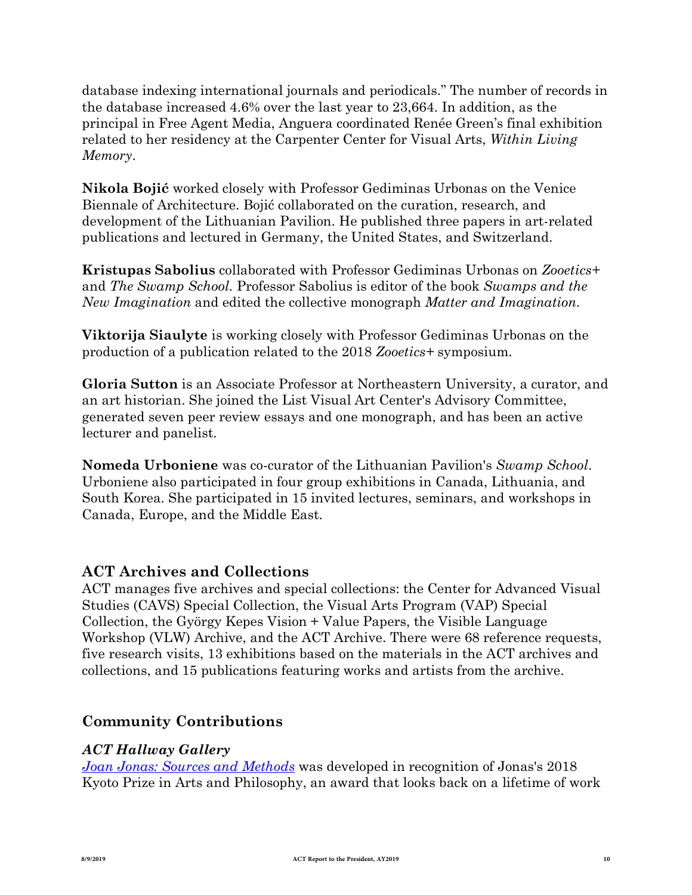database indexing international journals and periodicals." The number of records in the database increased 4.6% over the last year to 23,664. In addition, as the principal in Free Agent Media, Anguera coordinated Renée Green's final exhibition related to her residency at the Carpenter Center for Visual Arts, *Within Living Memory*.

**Nikola Bojić** worked closely with Professor Gediminas Urbonas on the Venice Biennale of Architecture. Bojić collaborated on the curation, research, and development of the Lithuanian Pavilion. He published three papers in art-related publications and lectured in Germany, the United States, and Switzerland.

**Kristupas Sabolius** collaborated with Professor Gediminas Urbonas on *Zooetics+* and *The Swamp School*. Professor Sabolius is editor of the book *Swamps and the New Imagination* and edited the collective monograph *Matter and Imagination*.

**Viktorija Siaulyte** is working closely with Professor Gediminas Urbonas on the production of a publication related to the 2018 *Zooetics+* symposium.

**Gloria Sutton** is an Associate Professor at Northeastern University, a curator, and an art historian. She joined the List Visual Art Center's Advisory Committee, generated seven peer review essays and one monograph, and has been an active lecturer and panelist.

**Nomeda Urboniene** was co-curator of the Lithuanian Pavilion's *Swamp School*. Urboniene also participated in four group exhibitions in Canada, Lithuania, and South Korea. She participated in 15 invited lectures, seminars, and workshops in Canada, Europe, and the Middle East.

## ACT Archives and Collections

ACT manages five archives and special collections: the Center for Advanced Visual Studies (CAVS) Special Collection, the Visual Arts Program (VAP) Special Collection, the György Kepes Vision + Value Papers, the Visible Language Workshop (VLW) Archive, and the ACT Archive. There were 68 reference requests, five research visits, 13 exhibitions based on the materials in the ACT archives and collections, and 15 publications featuring works and artists from the archive.

## Community Contributions

### *ACT Hallway Gallery*

*Joan Jonas: Sources and Methods* was developed in recognition of Jonas's 2018 Kyoto Prize in Arts and Philosophy, an award that looks back on a lifetime of work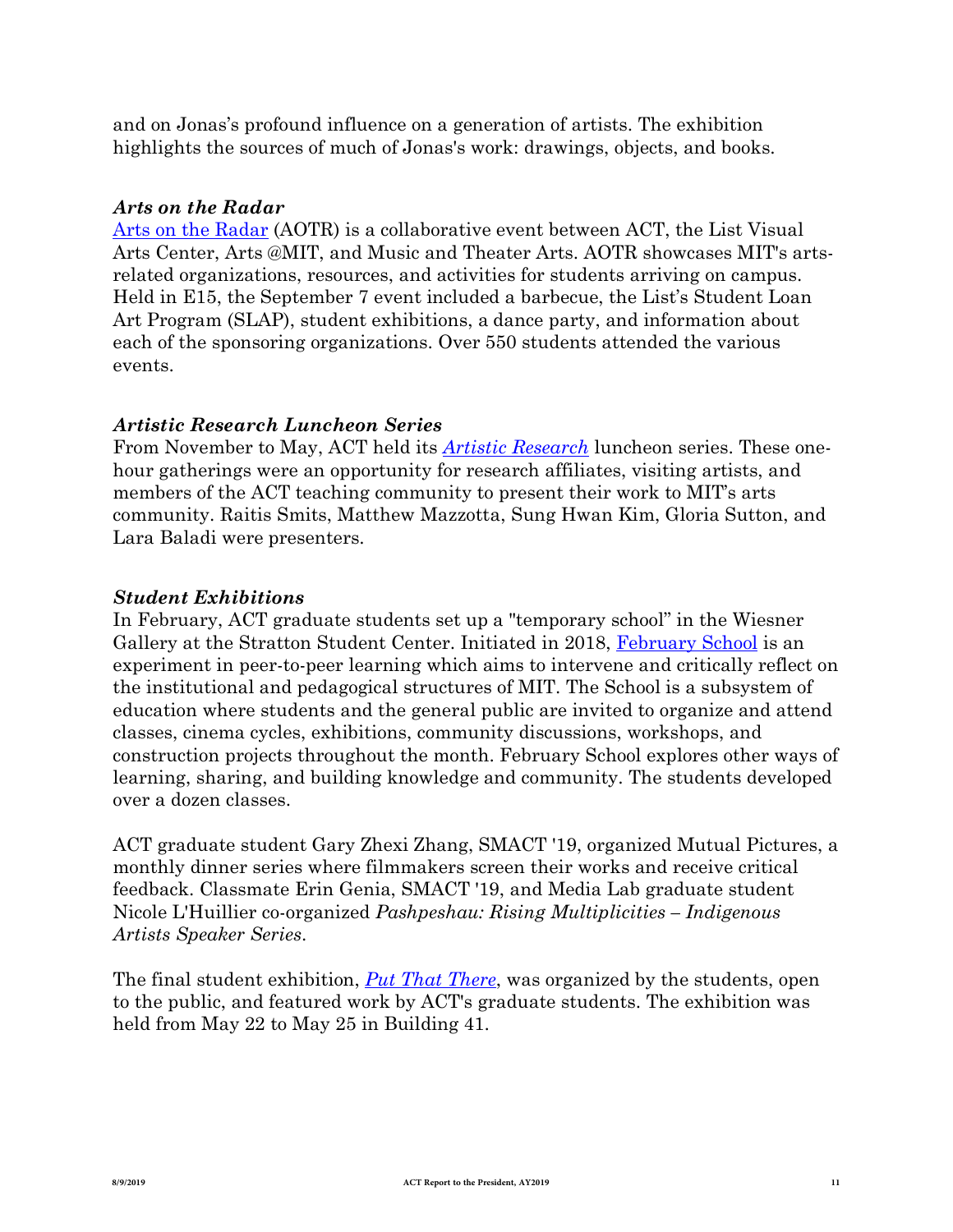and on Jonas's profound influence on a generation of artists. The exhibition highlights the sources of much of Jonas's work: drawings, objects, and books.

### *Arts on the Radar*

Arts on the Radar (AOTR) is a collaborative event between ACT, the List Visual Arts Center, Arts @MIT, and Music and Theater Arts. AOTR showcases MIT's arts-related organizations, resources, and activities for students arriving on campus. Held in E15, the September 7 event included a barbecue, the List's Student Loan Art Program (SLAP), student exhibitions, a dance party, and information about each of the sponsoring organizations. Over 550 students attended the various events.

### *Artistic Research Luncheon Series*

From November to May, ACT held its *Artistic Research* luncheon series. These one-hour gatherings were an opportunity for research affiliates, visiting artists, and members of the ACT teaching community to present their work to MIT's arts community. Raitis Smits, Matthew Mazzotta, Sung Hwan Kim, Gloria Sutton, and Lara Baladi were presenters.

### *Student Exhibitions*

In February, ACT graduate students set up a "temporary school" in the Wiesner Gallery at the Stratton Student Center. Initiated in 2018, February School is an experiment in peer-to-peer learning which aims to intervene and critically reflect on the institutional and pedagogical structures of MIT. The School is a subsystem of education where students and the general public are invited to organize and attend classes, cinema cycles, exhibitions, community discussions, workshops, and construction projects throughout the month. February School explores other ways of learning, sharing, and building knowledge and community. The students developed over a dozen classes.

ACT graduate student Gary Zhexi Zhang, SMACT '19, organized Mutual Pictures, a monthly dinner series where filmmakers screen their works and receive critical feedback. Classmate Erin Genia, SMACT '19, and Media Lab graduate student Nicole L'Huillier co-organized *Pashpeshau: Rising Multiplicities – Indigenous Artists Speaker Series*.

The final student exhibition, *Put That There*, was organized by the students, open to the public, and featured work by ACT's graduate students. The exhibition was held from May 22 to May 25 in Building 41.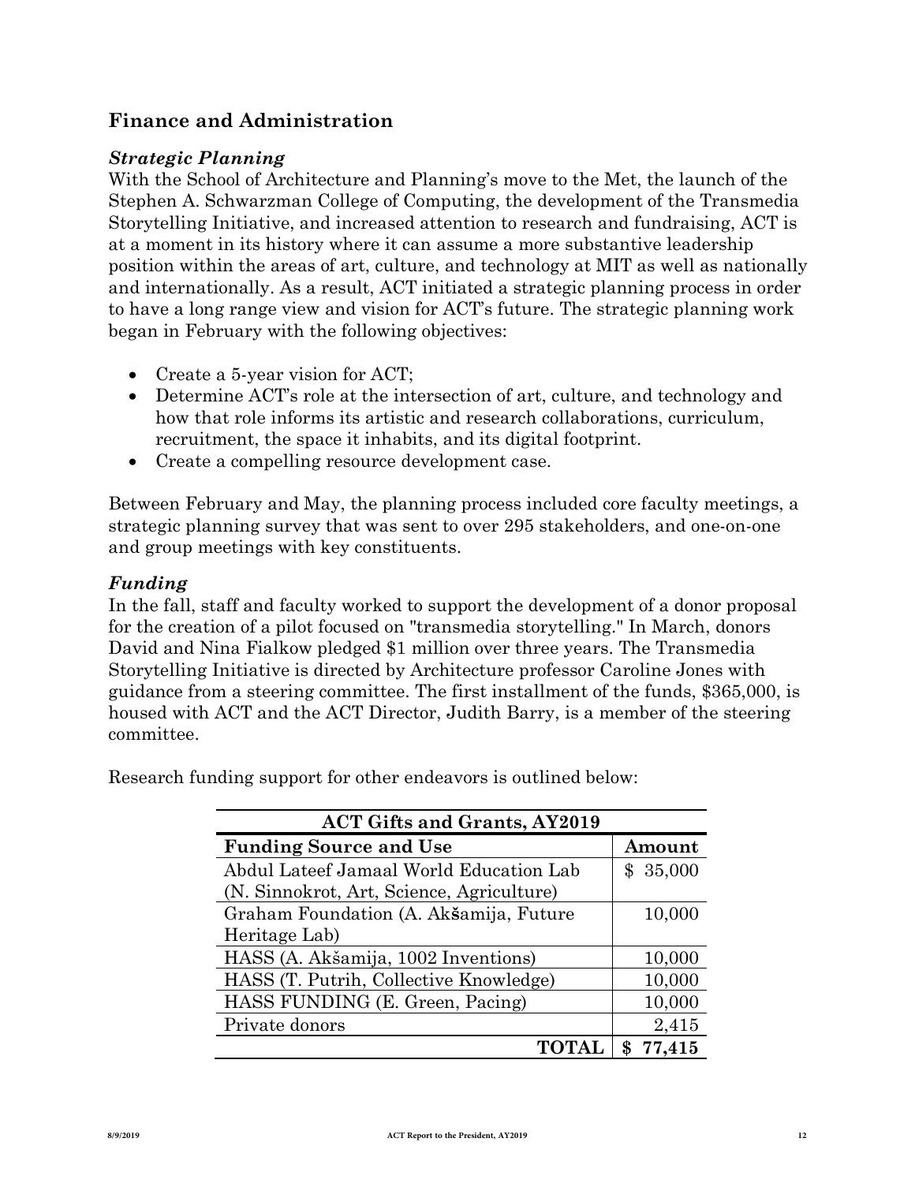## Finance and Administration

### *Strategic Planning*

With the School of Architecture and Planning's move to the Met, the launch of the Stephen A. Schwarzman College of Computing, the development of the Transmedia Storytelling Initiative, and increased attention to research and fundraising, ACT is at a moment in its history where it can assume a more substantive leadership position within the areas of art, culture, and technology at MIT as well as nationally and internationally. As a result, ACT initiated a strategic planning process in order to have a long range view and vision for ACT's future. The strategic planning work began in February with the following objectives:

- Create a 5-year vision for ACT;
- Determine ACT's role at the intersection of art, culture, and technology and how that role informs its artistic and research collaborations, curriculum, recruitment, the space it inhabits, and its digital footprint.
- Create a compelling resource development case.

Between February and May, the planning process included core faculty meetings, a strategic planning survey that was sent to over 295 stakeholders, and one-on-one and group meetings with key constituents.

### *Funding*

In the fall, staff and faculty worked to support the development of a donor proposal for the creation of a pilot focused on "transmedia storytelling." In March, donors David and Nina Fialkow pledged $1 million over three years. The Transmedia Storytelling Initiative is directed by Architecture professor Caroline Jones with guidance from a steering committee. The first installment of the funds, $365,000, is housed with ACT and the ACT Director, Judith Barry, is a member of the steering committee.

Research funding support for other endeavors is outlined below:

| **ACT Gifts and Grants, AY2019** | |
|---|---|
| **Funding Source and Use** | **Amount** |
| Abdul Lateef Jamaal World Education Lab (N. Sinnokrot, Art, Science, Agriculture) | $ 35,000 |
| Graham Foundation (A. Akšamija, Future Heritage Lab) | 10,000 |
| HASS (A. Akšamija, 1002 Inventions) | 10,000 |
| HASS (T. Putrih, Collective Knowledge) | 10,000 |
| HASS FUNDING (E. Green, Pacing) | 10,000 |
| Private donors | 2,415 |
| **TOTAL** | **$ 77,415** |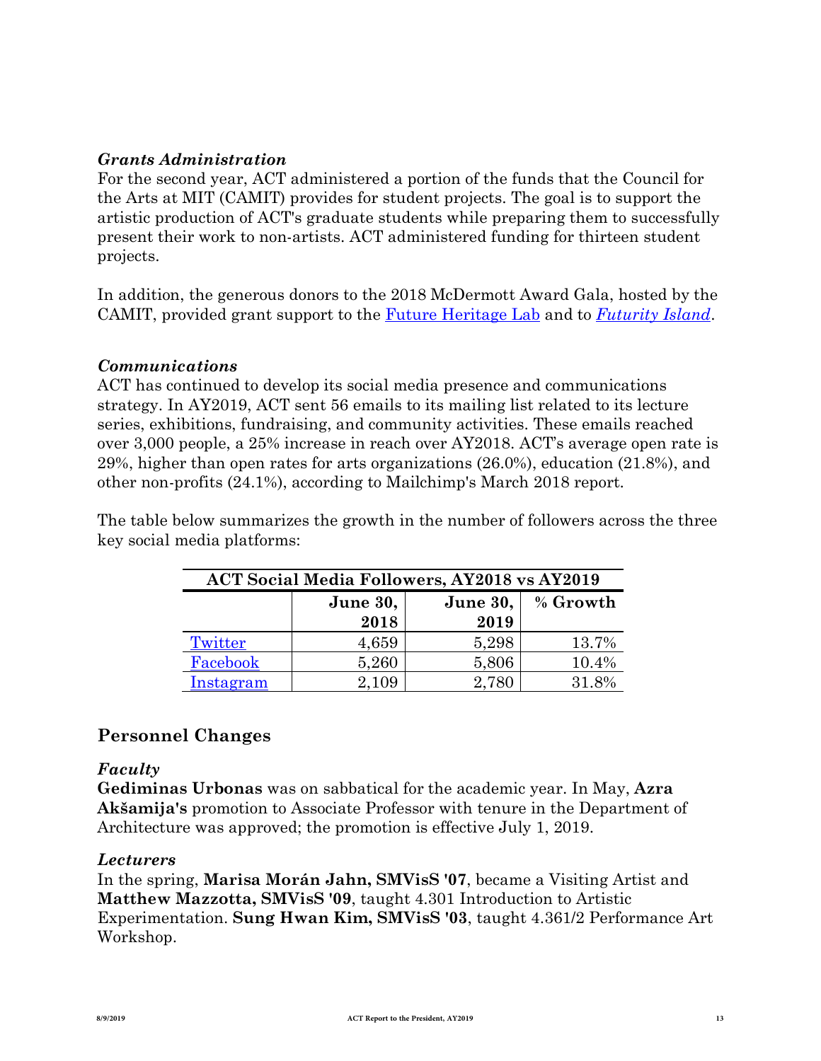### *Grants Administration*

For the second year, ACT administered a portion of the funds that the Council for the Arts at MIT (CAMIT) provides for student projects. The goal is to support the artistic production of ACT's graduate students while preparing them to successfully present their work to non-artists. ACT administered funding for thirteen student projects.

In addition, the generous donors to the 2018 McDermott Award Gala, hosted by the CAMIT, provided grant support to the Future Heritage Lab and to *Futurity Island*.

### *Communications*

ACT has continued to develop its social media presence and communications strategy. In AY2019, ACT sent 56 emails to its mailing list related to its lecture series, exhibitions, fundraising, and community activities. These emails reached over 3,000 people, a 25% increase in reach over AY2018. ACT's average open rate is 29%, higher than open rates for arts organizations (26.0%), education (21.8%), and other non-profits (24.1%), according to Mailchimp's March 2018 report.

The table below summarizes the growth in the number of followers across the three key social media platforms:

**ACT Social Media Followers, AY2018 vs AY2019**

| | June 30, 2018 | June 30, 2019 | % Growth |
|---|---|---|---|
| Twitter | 4,659 | 5,298 | 13.7% |
| Facebook | 5,260 | 5,806 | 10.4% |
| Instagram | 2,109 | 2,780 | 31.8% |

## Personnel Changes

### *Faculty*

**Gediminas Urbonas** was on sabbatical for the academic year. In May, **Azra Akšamija's** promotion to Associate Professor with tenure in the Department of Architecture was approved; the promotion is effective July 1, 2019.

### *Lecturers*

In the spring, **Marisa Morán Jahn, SMVisS '07**, became a Visiting Artist and **Matthew Mazzotta, SMVisS '09**, taught 4.301 Introduction to Artistic Experimentation. **Sung Hwan Kim, SMVisS '03**, taught 4.361/2 Performance Art Workshop.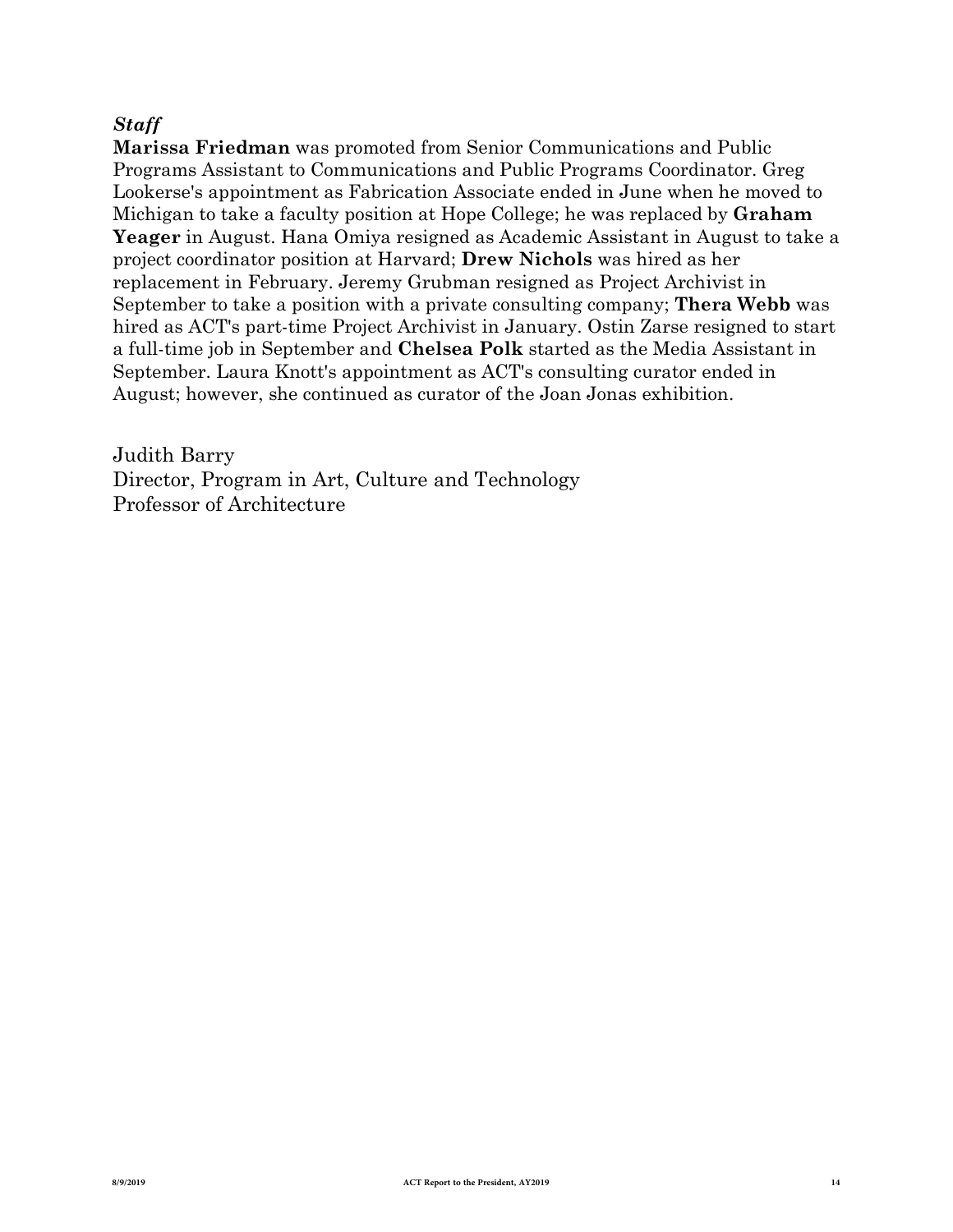### *Staff*

**Marissa Friedman** was promoted from Senior Communications and Public Programs Assistant to Communications and Public Programs Coordinator. Greg Lookerse's appointment as Fabrication Associate ended in June when he moved to Michigan to take a faculty position at Hope College; he was replaced by **Graham Yeager** in August. Hana Omiya resigned as Academic Assistant in August to take a project coordinator position at Harvard; **Drew Nichols** was hired as her replacement in February. Jeremy Grubman resigned as Project Archivist in September to take a position with a private consulting company; **Thera Webb** was hired as ACT's part-time Project Archivist in January. Ostin Zarse resigned to start a full-time job in September and **Chelsea Polk** started as the Media Assistant in September. Laura Knott's appointment as ACT's consulting curator ended in August; however, she continued as curator of the Joan Jonas exhibition.

Judith Barry
Director, Program in Art, Culture and Technology
Professor of Architecture